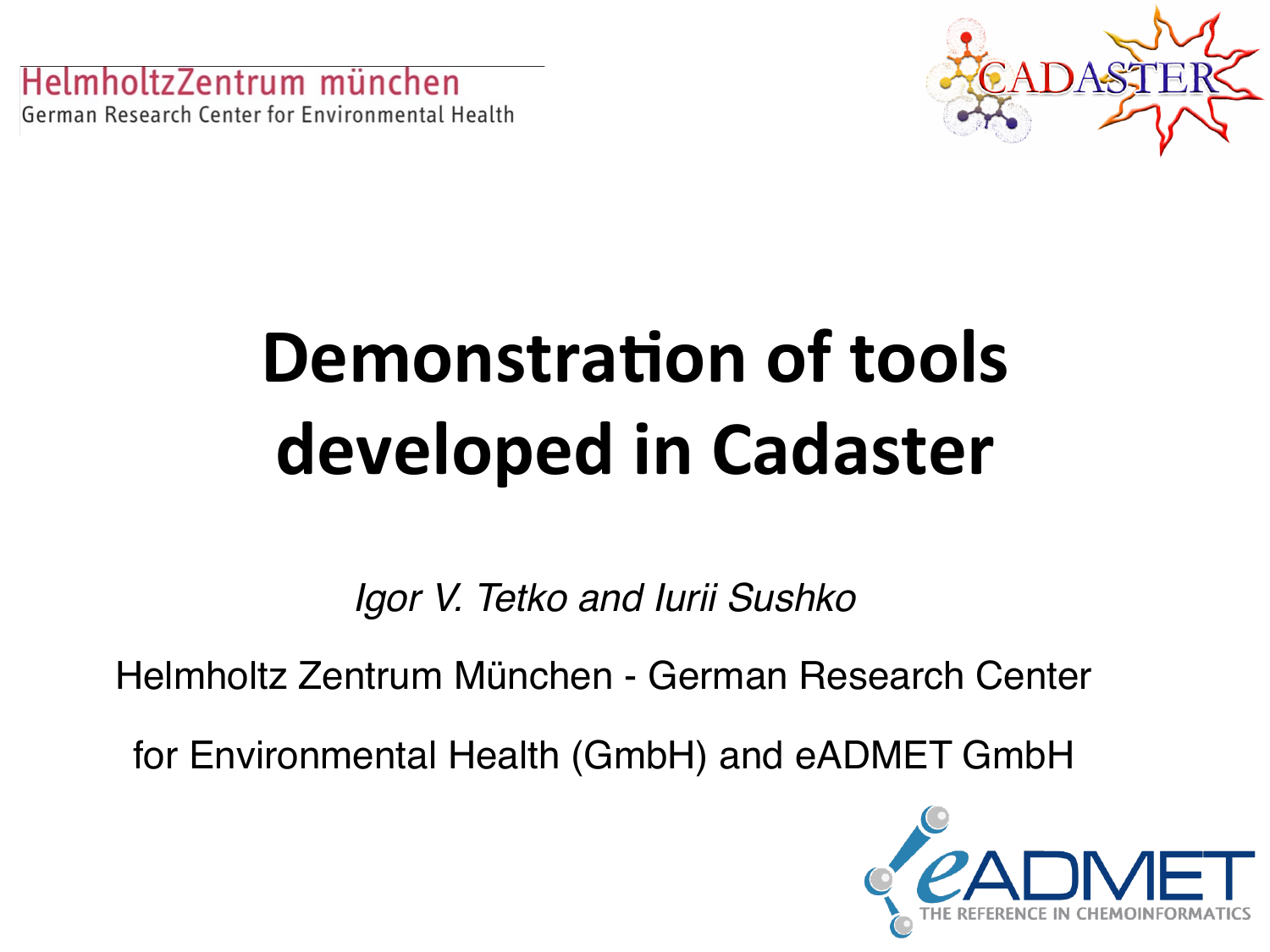HelmholtzZentrum münchen

German Research Center for Environmental Health

# Demonstration of tools developed in Cadaster

*Igor V. Tetko and Iurii Sushko*

Helmholtz Zentrum München - German Research Center for Environmental Health (GmbH) and eADMET GmbH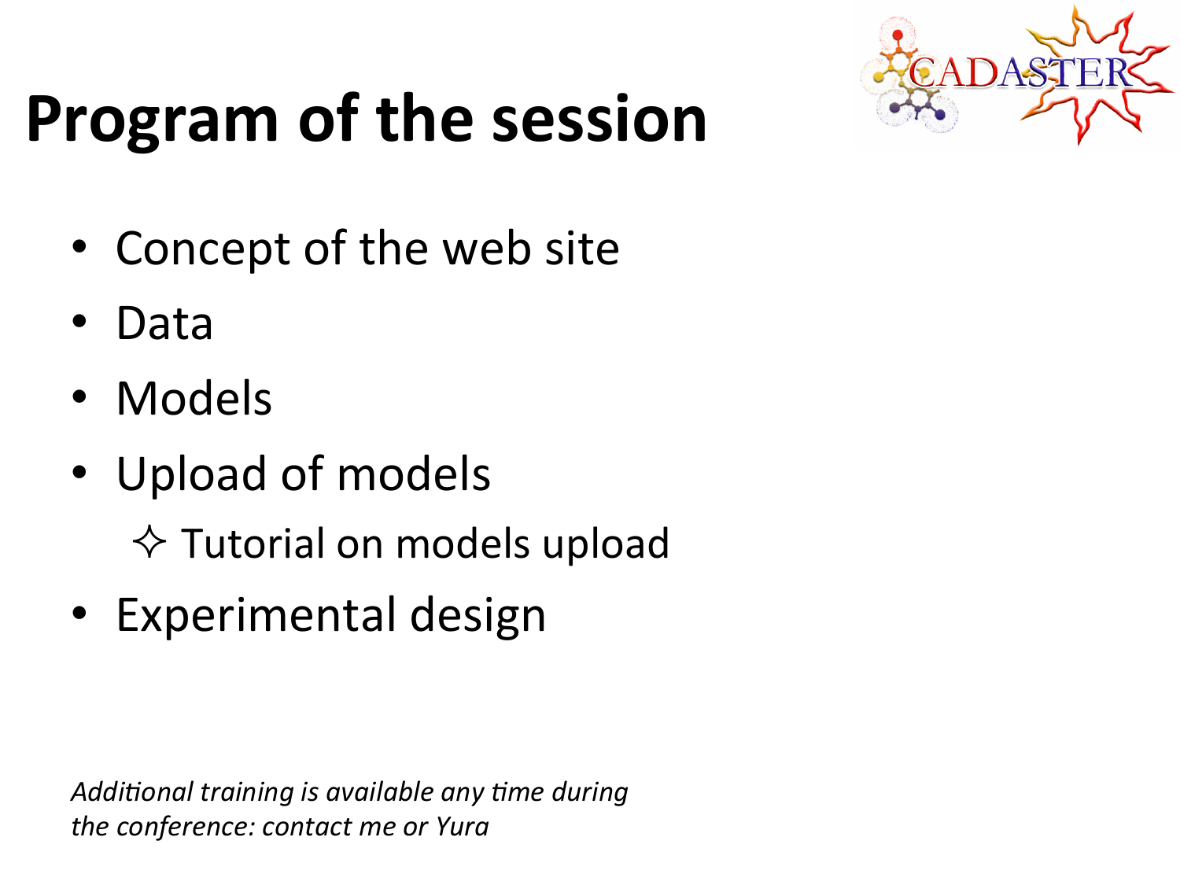# Program of the session

- Concept of the web site
- Data
- Models
- Upload of models
  - ✧ Tutorial on models upload
- Experimental design

*Additional training is available any time during the conference: contact me or Yura*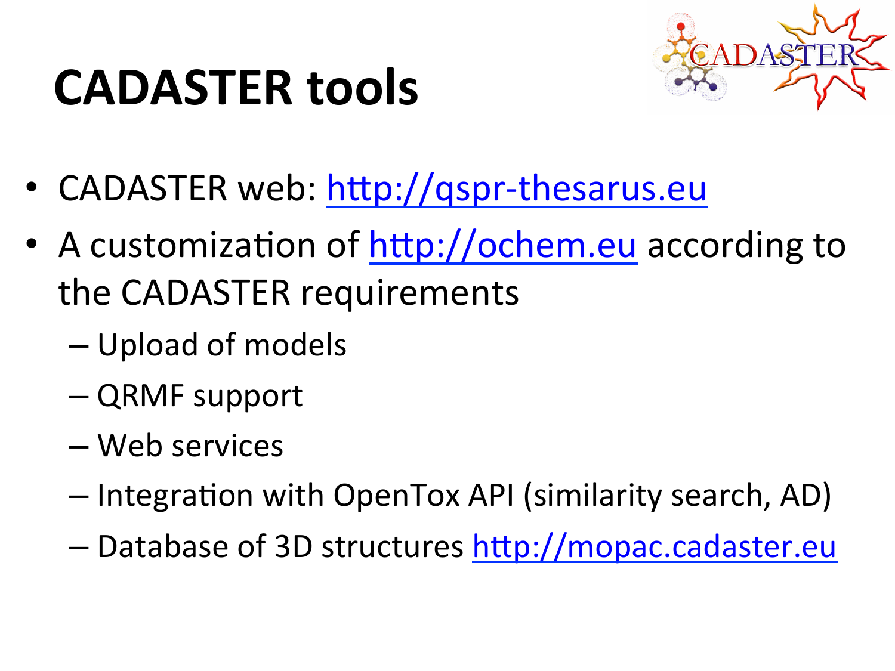# CADASTER tools

- CADASTER web: http://qspr-thesarus.eu
- A customization of http://ochem.eu according to the CADASTER requirements
  - Upload of models
  - QRMF support
  - Web services
  - Integration with OpenTox API (similarity search, AD)
  - Database of 3D structures http://mopac.cadaster.eu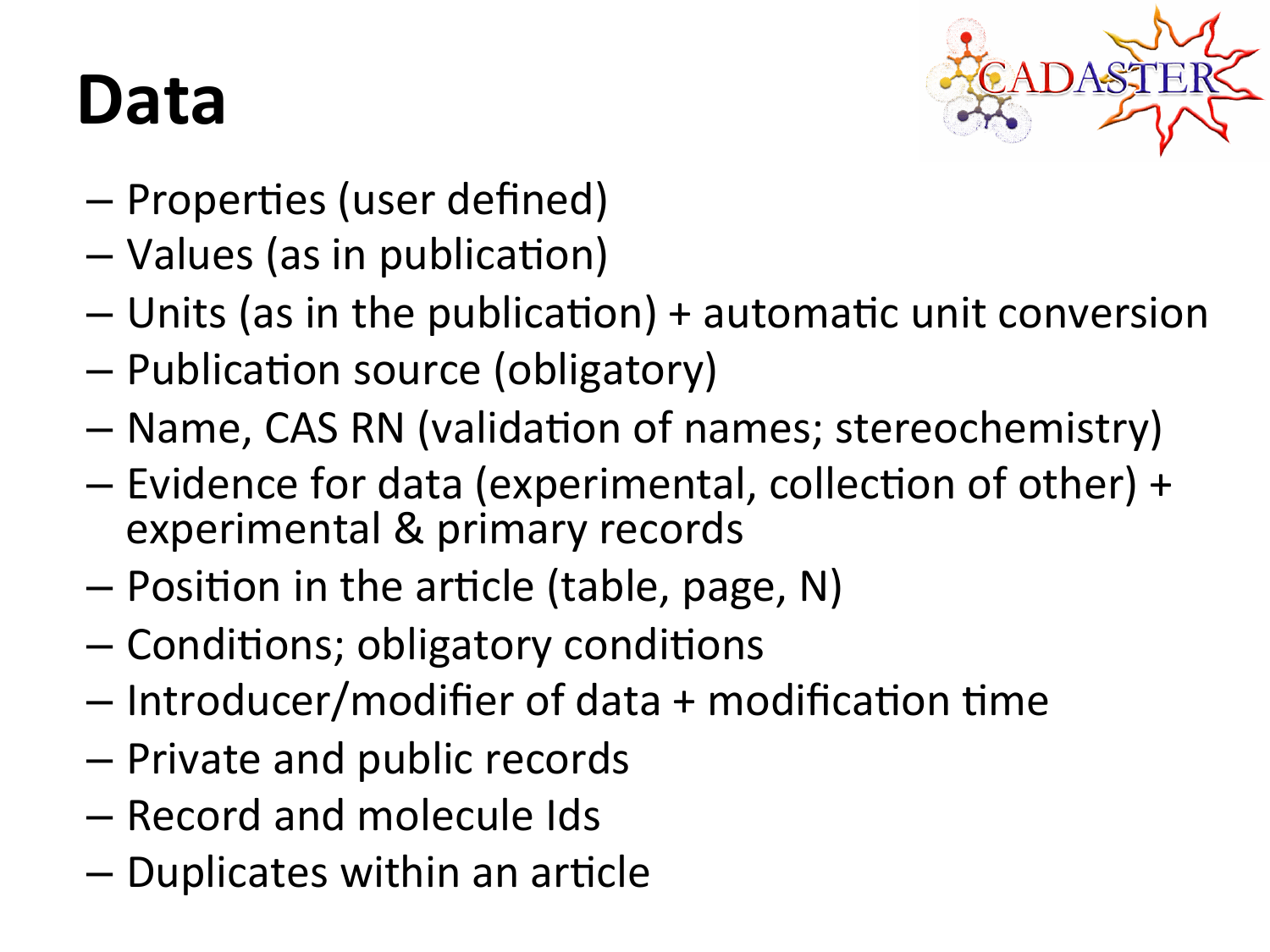# Data

- Properties (user defined)
- Values (as in publication)
- Units (as in the publication) + automatic unit conversion
- Publication source (obligatory)
- Name, CAS RN (validation of names; stereochemistry)
- Evidence for data (experimental, collection of other) + experimental & primary records
- Position in the article (table, page, N)
- Conditions; obligatory conditions
- Introducer/modifier of data + modification time
- Private and public records
- Record and molecule Ids
- Duplicates within an article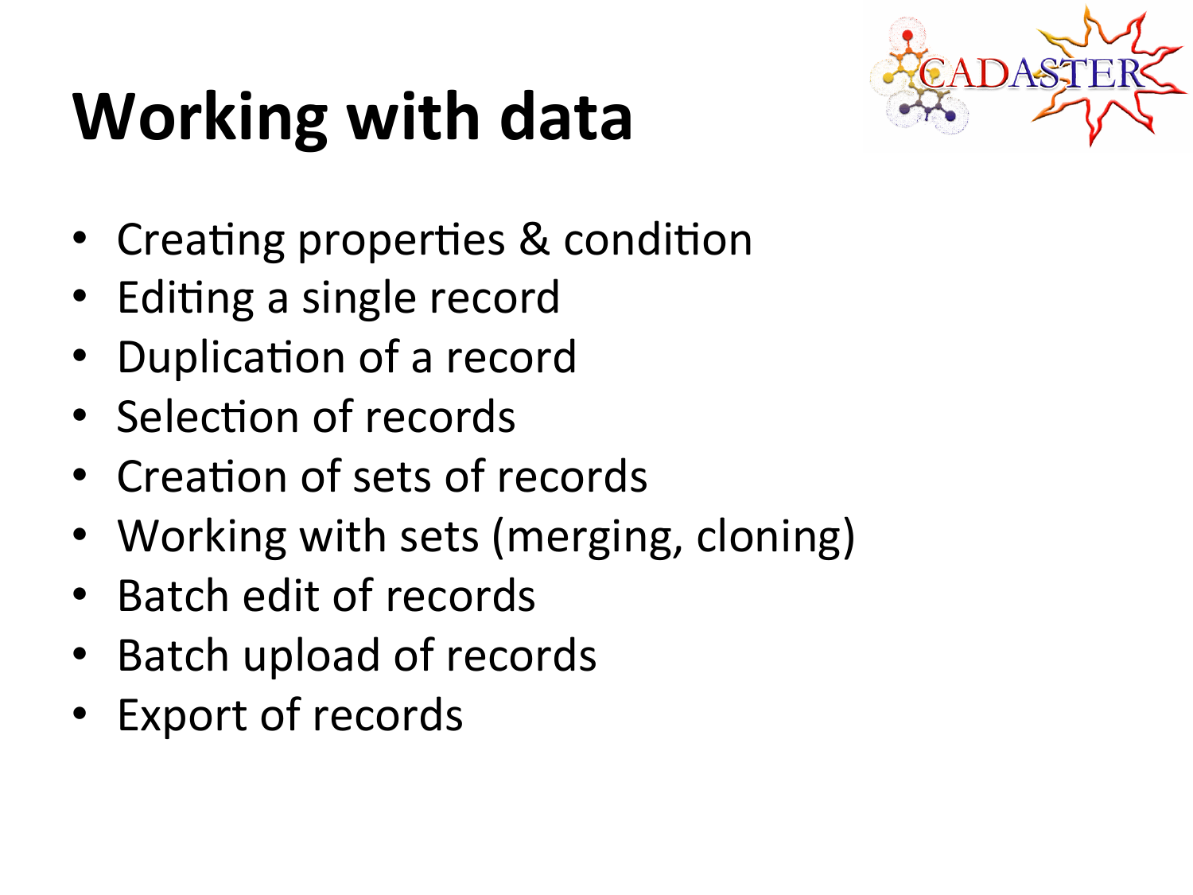# Working with data

- Creating properties & condition
- Editing a single record
- Duplication of a record
- Selection of records
- Creation of sets of records
- Working with sets (merging, cloning)
- Batch edit of records
- Batch upload of records
- Export of records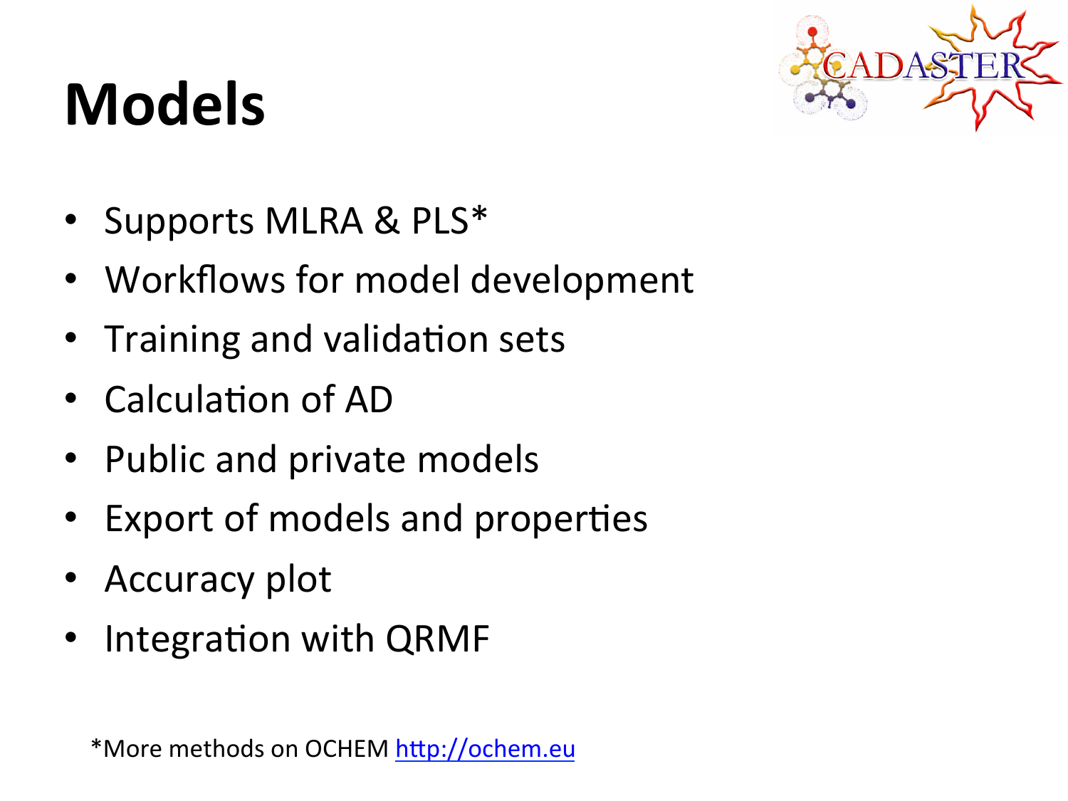# Models

- Supports MLRA & PLS*
- Workflows for model development
- Training and validation sets
- Calculation of AD
- Public and private models
- Export of models and properties
- Accuracy plot
- Integration with QRMF

*More methods on OCHEM http://ochem.eu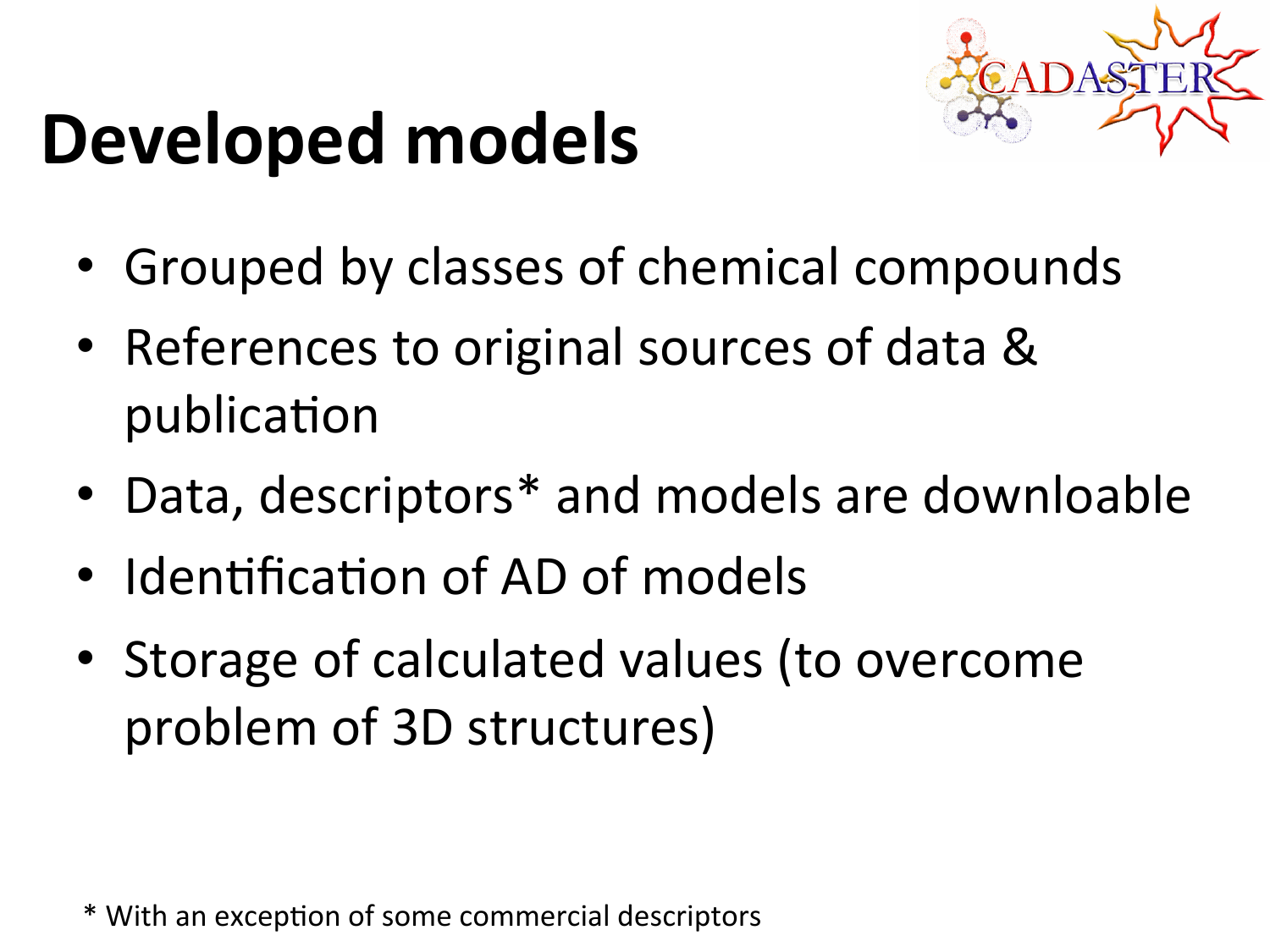# Developed models

- Grouped by classes of chemical compounds
- References to original sources of data & publication
- Data, descriptors* and models are downloable
- Identification of AD of models
- Storage of calculated values (to overcome problem of 3D structures)

* With an exception of some commercial descriptors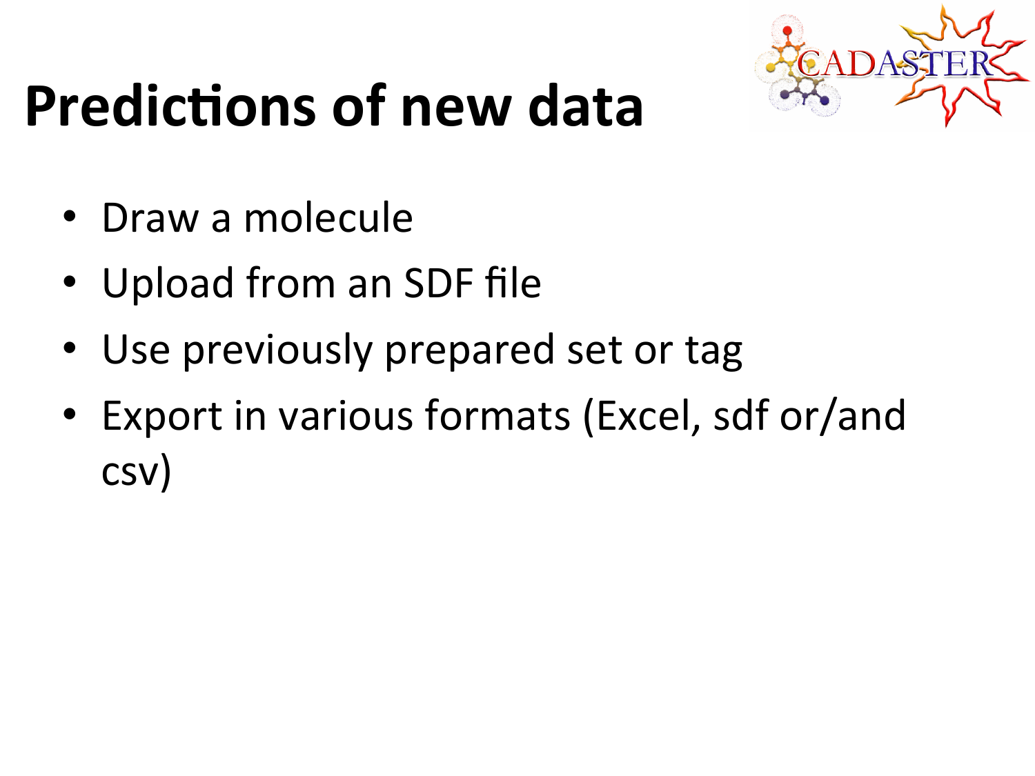# Predictions of new data

- Draw a molecule
- Upload from an SDF file
- Use previously prepared set or tag
- Export in various formats (Excel, sdf or/and csv)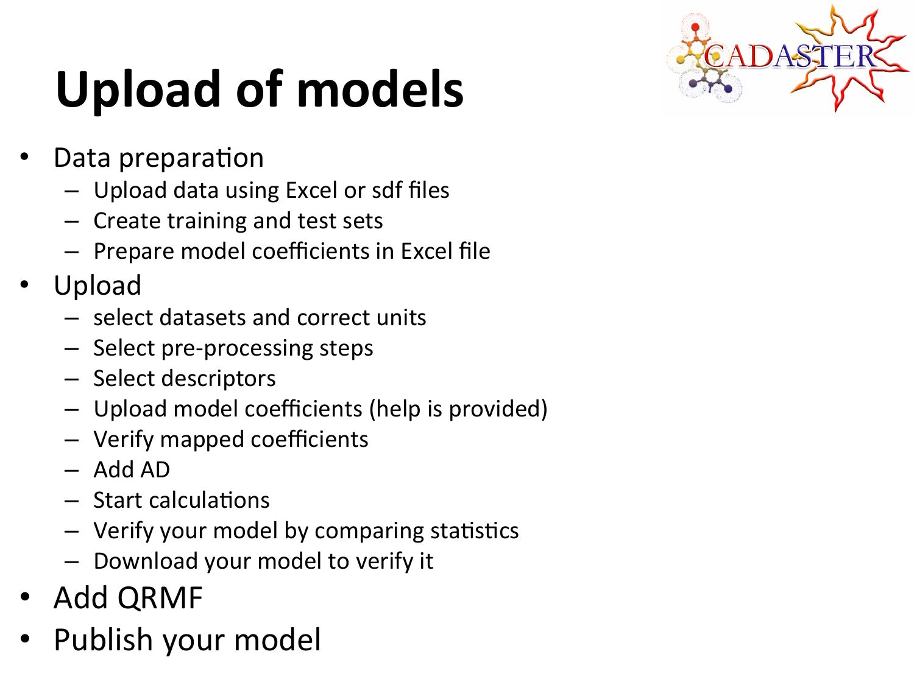# Upload of models

- Data preparation
  - Upload data using Excel or sdf files
  - Create training and test sets
  - Prepare model coefficients in Excel file
- Upload
  - select datasets and correct units
  - Select pre-processing steps
  - Select descriptors
  - Upload model coefficients (help is provided)
  - Verify mapped coefficients
  - Add AD
  - Start calculations
  - Verify your model by comparing statistics
  - Download your model to verify it
- Add QRMF
- Publish your model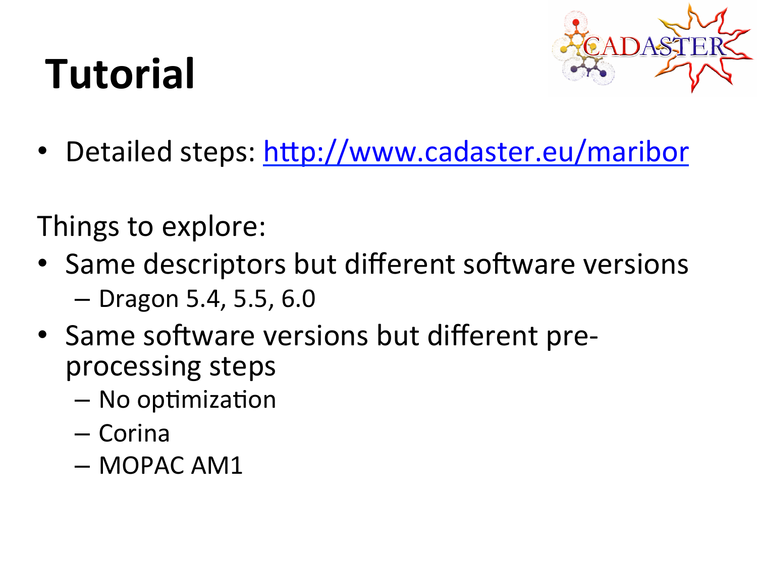# Tutorial

- Detailed steps: [http://www.cadaster.eu/maribor](http://www.cadaster.eu/maribor)

Things to explore:

- Same descriptors but different software versions
  - Dragon 5.4, 5.5, 6.0
- Same software versions but different pre-processing steps
  - No optimization
  - Corina
  - MOPAC AM1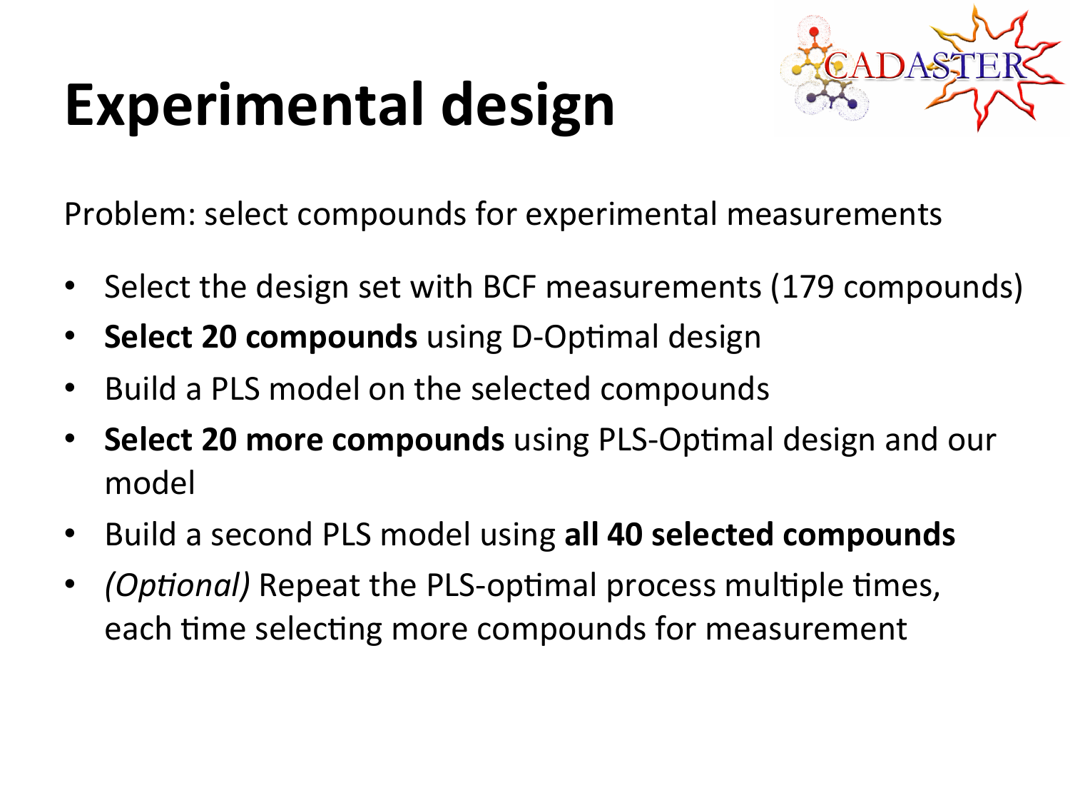# Experimental design

Problem: select compounds for experimental measurements

- Select the design set with BCF measurements (179 compounds)
- **Select 20 compounds** using D-Optimal design
- Build a PLS model on the selected compounds
- **Select 20 more compounds** using PLS-Optimal design and our model
- Build a second PLS model using **all 40 selected compounds**
- *(Optional)* Repeat the PLS-optimal process multiple times, each time selecting more compounds for measurement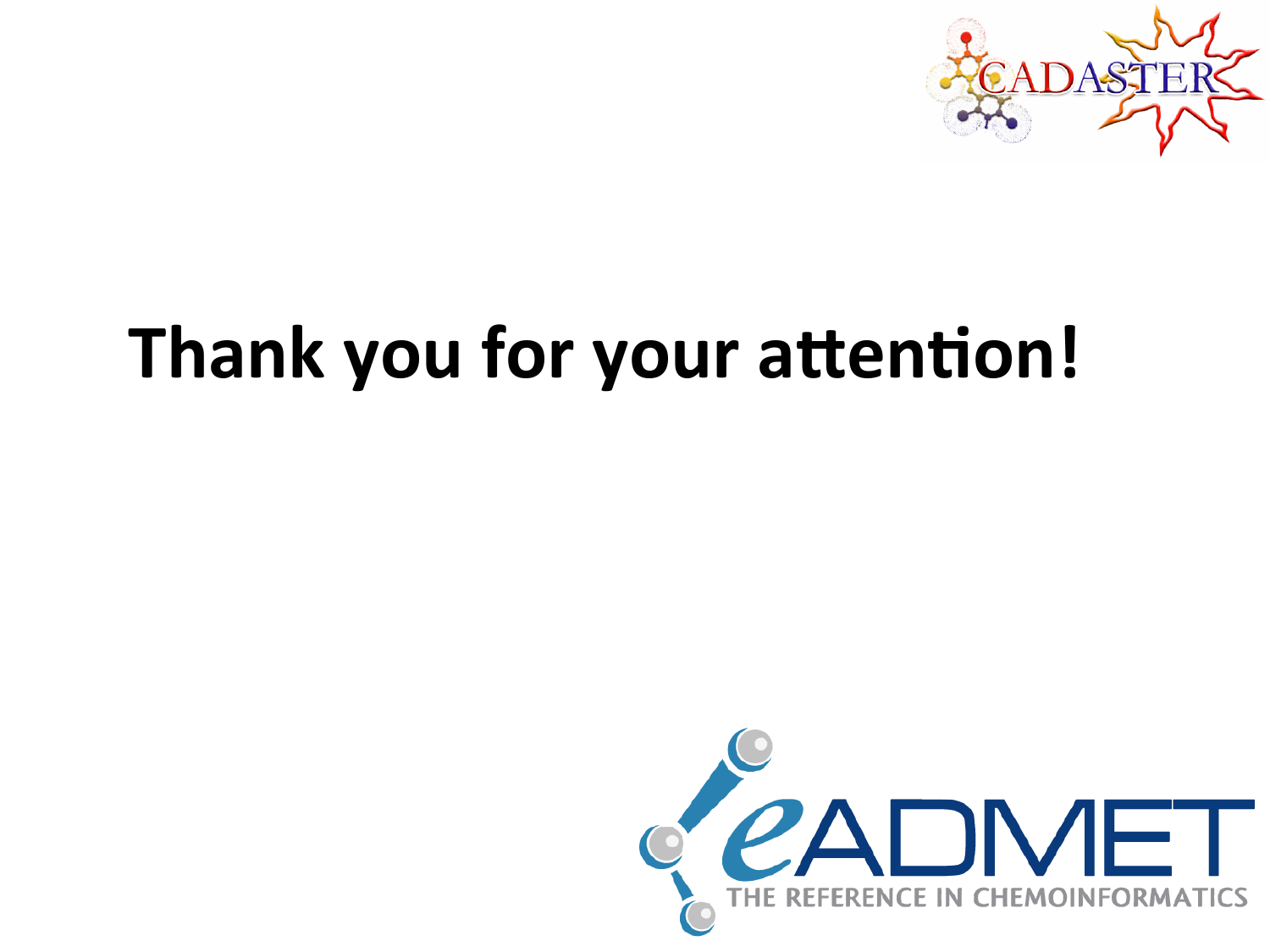# Thank you for your attention!